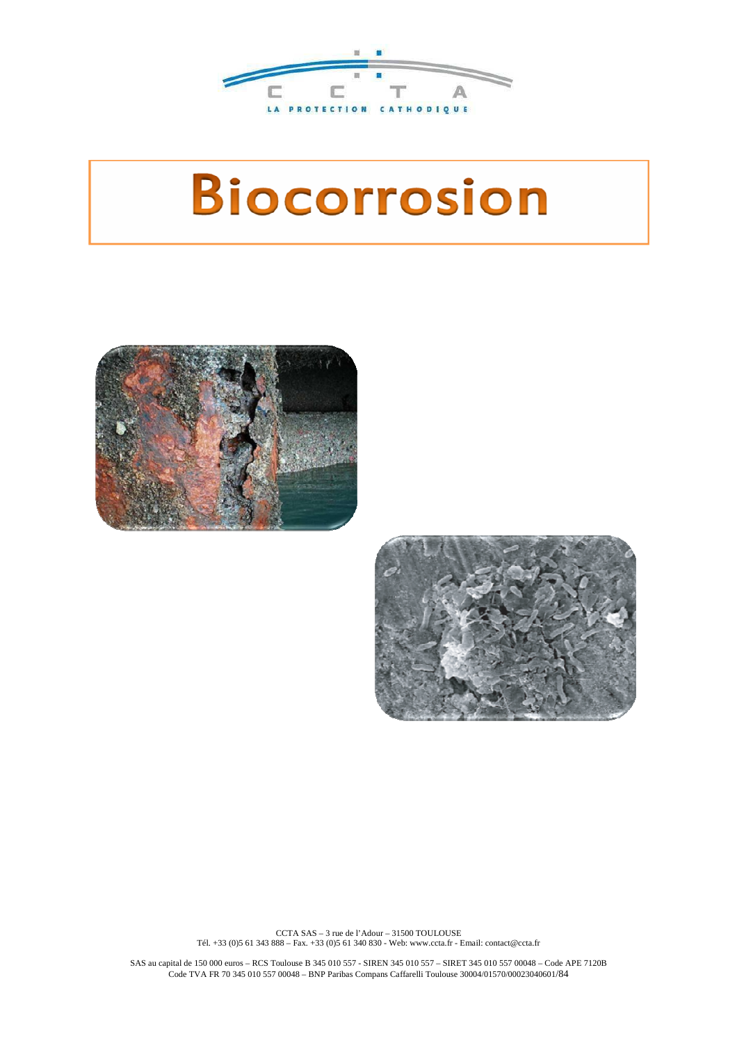C C T A

LA PROTECTION CATHODIQUE

# Biocorrosion

CCTA SAS – 3 rue de l'Adour – 31500 TOULOUSE
Tél. +33 (0)5 61 343 888 – Fax. +33 (0)5 61 340 830 - Web: www.ccta.fr - Email: contact@ccta.fr

SAS au capital de 150 000 euros – RCS Toulouse B 345 010 557 - SIREN 345 010 557 – SIRET 345 010 557 00048 – Code APE 7120B
Code TVA FR 70 345 010 557 00048 – BNP Paribas Compans Caffarelli Toulouse 30004/01570/00023040601/84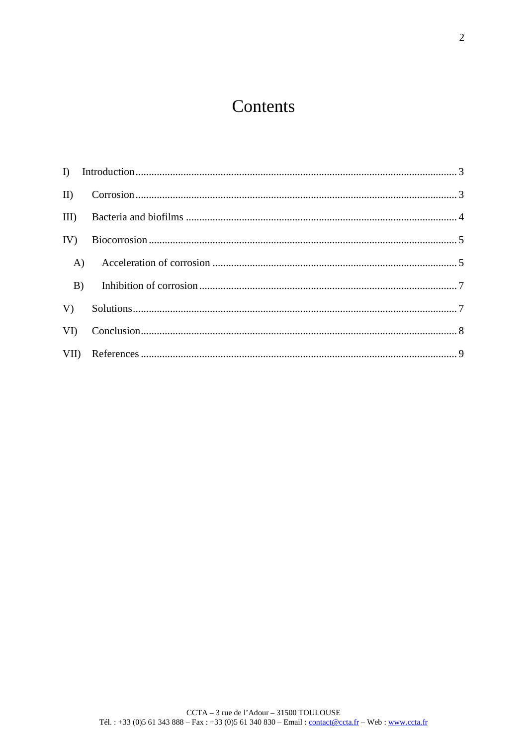# Contents

I) Introduction ........................................................................................................................ 3

II) Corrosion ........................................................................................................................ 3

III) Bacteria and biofilms ..................................................................................................... 4

IV) Biocorrosion .................................................................................................................. 5

A) Acceleration of corrosion ........................................................................................... 5

B) Inhibition of corrosion ................................................................................................ 7

V) Solutions ......................................................................................................................... 7

VI) Conclusion ..................................................................................................................... 8

VII) References ..................................................................................................................... 9

CCTA – 3 rue de l'Adour – 31500 TOULOUSE
Tél. : +33 (0)5 61 343 888 – Fax : +33 (0)5 61 340 830 – Email : contact@ccta.fr – Web : www.ccta.fr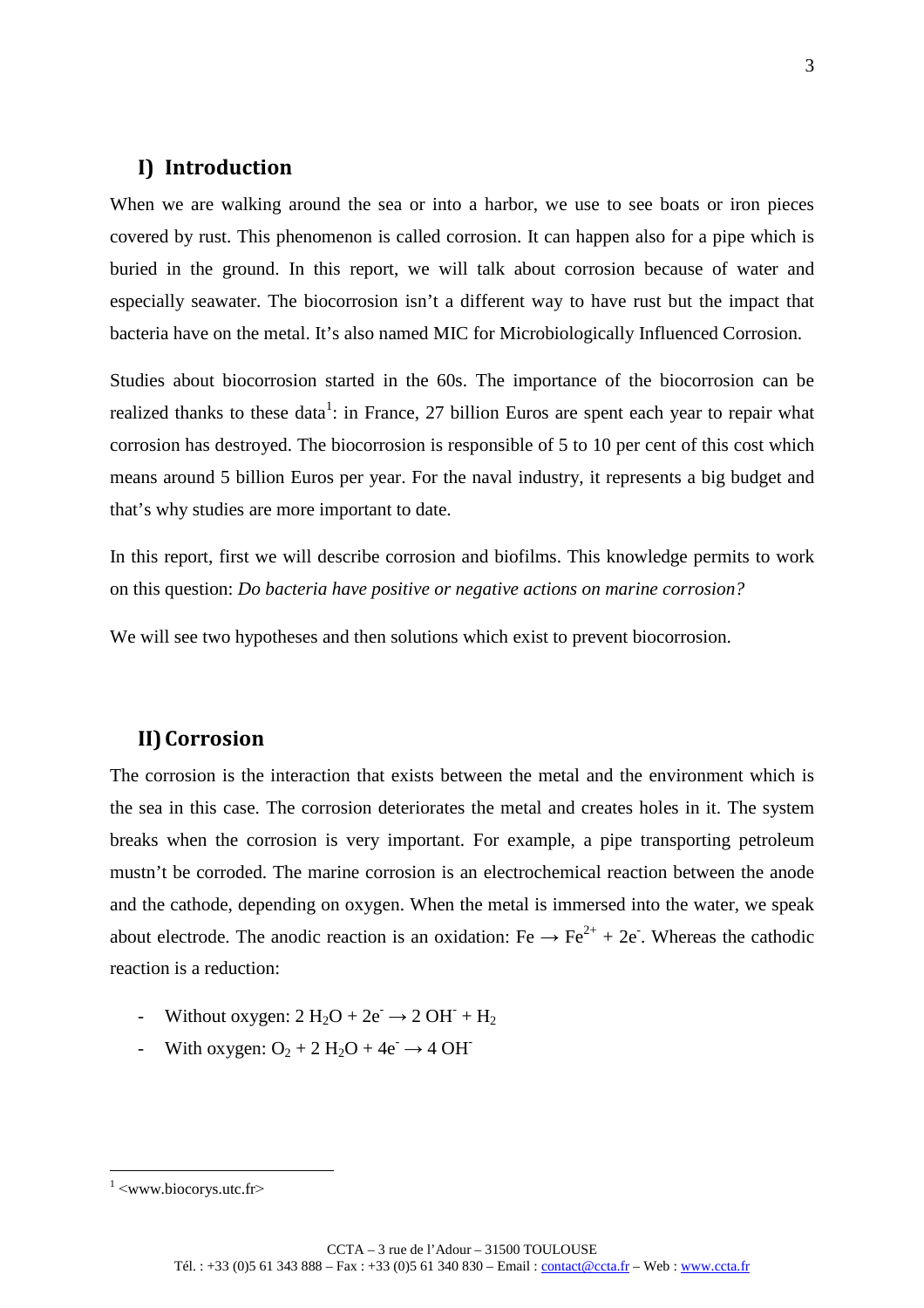## I) Introduction

When we are walking around the sea or into a harbor, we use to see boats or iron pieces covered by rust. This phenomenon is called corrosion. It can happen also for a pipe which is buried in the ground. In this report, we will talk about corrosion because of water and especially seawater. The biocorrosion isn't a different way to have rust but the impact that bacteria have on the metal. It's also named MIC for Microbiologically Influenced Corrosion.

Studies about biocorrosion started in the 60s. The importance of the biocorrosion can be realized thanks to these data[1]: in France, 27 billion Euros are spent each year to repair what corrosion has destroyed. The biocorrosion is responsible of 5 to 10 per cent of this cost which means around 5 billion Euros per year. For the naval industry, it represents a big budget and that's why studies are more important to date.

In this report, first we will describe corrosion and biofilms. This knowledge permits to work on this question: *Do bacteria have positive or negative actions on marine corrosion?*

We will see two hypotheses and then solutions which exist to prevent biocorrosion.

## II) Corrosion

The corrosion is the interaction that exists between the metal and the environment which is the sea in this case. The corrosion deteriorates the metal and creates holes in it. The system breaks when the corrosion is very important. For example, a pipe transporting petroleum mustn't be corroded. The marine corrosion is an electrochemical reaction between the anode and the cathode, depending on oxygen. When the metal is immersed into the water, we speak about electrode. The anodic reaction is an oxidation: $Fe \rightarrow Fe^{2+} + 2e^-$. Whereas the cathodic reaction is a reduction:

- Without oxygen: $2\ H_2O + 2e^- \rightarrow 2\ OH^- + H_2$
- With oxygen: $O_2 + 2\ H_2O + 4e^- \rightarrow 4\ OH^-$

[1] <www.biocorys.utc.fr>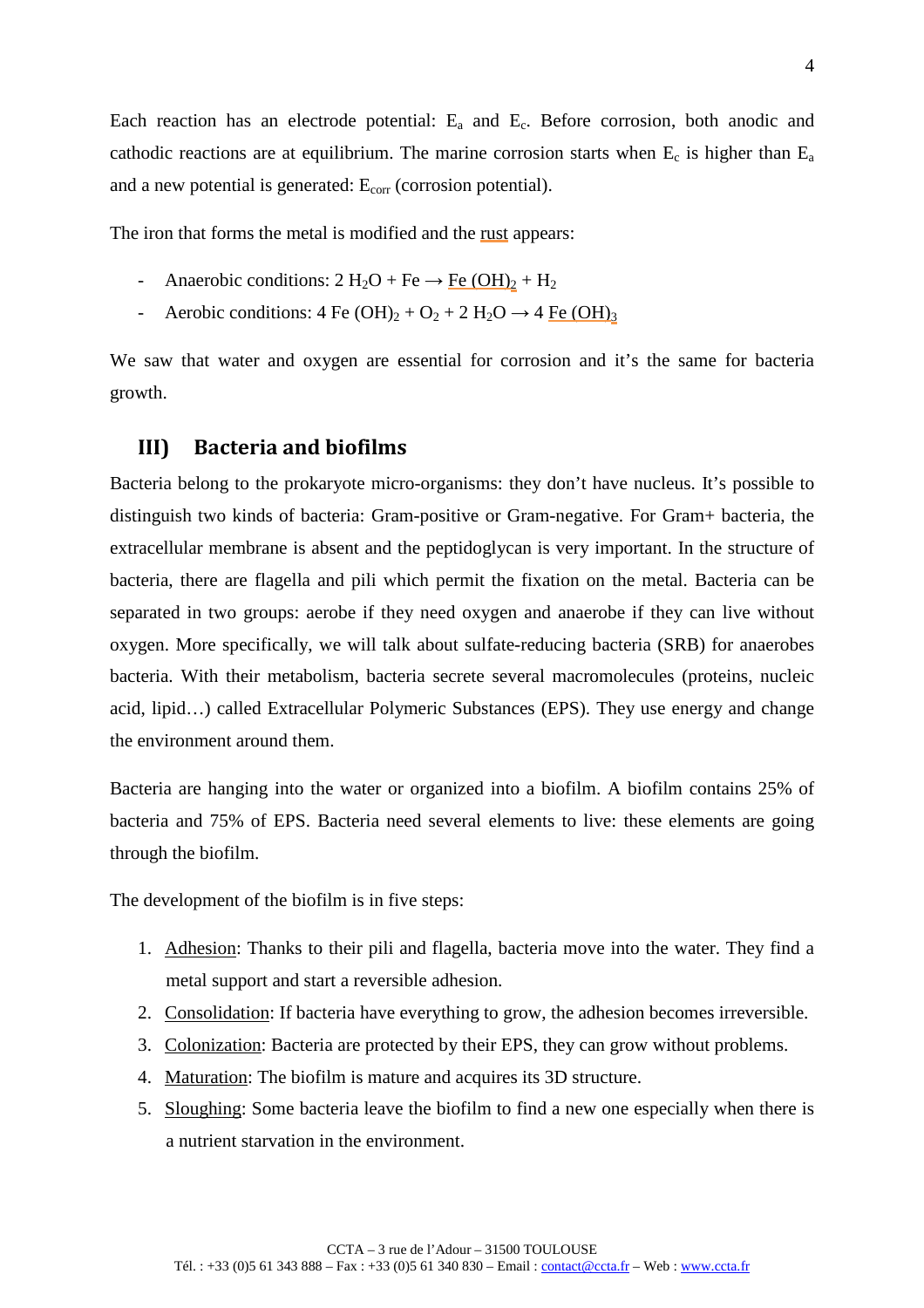Each reaction has an electrode potential: $E_a$ and $E_c$. Before corrosion, both anodic and cathodic reactions are at equilibrium. The marine corrosion starts when $E_c$ is higher than $E_a$ and a new potential is generated: $E_{corr}$ (corrosion potential).

The iron that forms the metal is modified and the rust appears:

- Anaerobic conditions: $2\ H_2O + Fe \rightarrow Fe(OH)_2 + H_2$
- Aerobic conditions: $4\ Fe(OH)_2 + O_2 + 2\ H_2O \rightarrow 4\ Fe(OH)_3$

We saw that water and oxygen are essential for corrosion and it's the same for bacteria growth.

## III) Bacteria and biofilms

Bacteria belong to the prokaryote micro-organisms: they don't have nucleus. It's possible to distinguish two kinds of bacteria: Gram-positive or Gram-negative. For Gram+ bacteria, the extracellular membrane is absent and the peptidoglycan is very important. In the structure of bacteria, there are flagella and pili which permit the fixation on the metal. Bacteria can be separated in two groups: aerobe if they need oxygen and anaerobe if they can live without oxygen. More specifically, we will talk about sulfate-reducing bacteria (SRB) for anaerobes bacteria. With their metabolism, bacteria secrete several macromolecules (proteins, nucleic acid, lipid…) called Extracellular Polymeric Substances (EPS). They use energy and change the environment around them.

Bacteria are hanging into the water or organized into a biofilm. A biofilm contains 25% of bacteria and 75% of EPS. Bacteria need several elements to live: these elements are going through the biofilm.

The development of the biofilm is in five steps:

1. Adhesion: Thanks to their pili and flagella, bacteria move into the water. They find a metal support and start a reversible adhesion.
2. Consolidation: If bacteria have everything to grow, the adhesion becomes irreversible.
3. Colonization: Bacteria are protected by their EPS, they can grow without problems.
4. Maturation: The biofilm is mature and acquires its 3D structure.
5. Sloughing: Some bacteria leave the biofilm to find a new one especially when there is a nutrient starvation in the environment.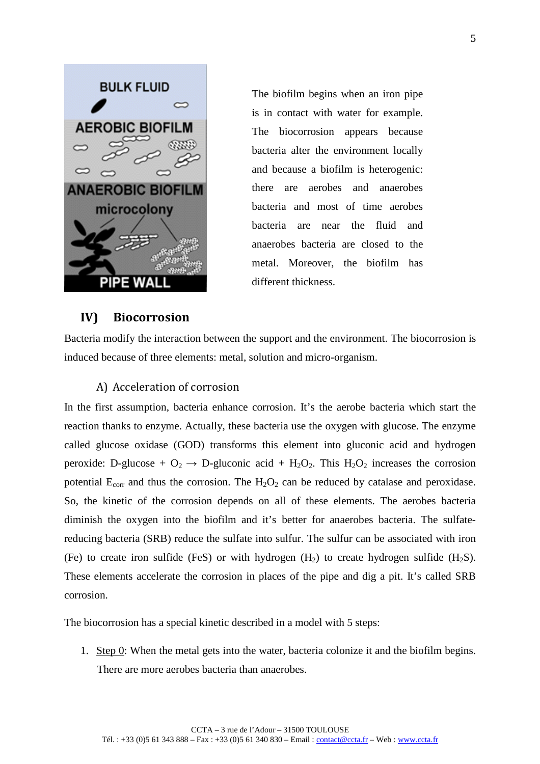The biofilm begins when an iron pipe is in contact with water for example. The biocorrosion appears because bacteria alter the environment locally and because a biofilm is heterogenic: there are aerobes and anaerobes bacteria and most of time aerobes bacteria are near the fluid and anaerobes bacteria are closed to the metal. Moreover, the biofilm has different thickness.

## IV) Biocorrosion

Bacteria modify the interaction between the support and the environment. The biocorrosion is induced because of three elements: metal, solution and micro-organism.

### A) Acceleration of corrosion

In the first assumption, bacteria enhance corrosion. It's the aerobe bacteria which start the reaction thanks to enzyme. Actually, these bacteria use the oxygen with glucose. The enzyme called glucose oxidase (GOD) transforms this element into gluconic acid and hydrogen peroxide: D-glucose + $O_2 \rightarrow$ D-gluconic acid + $H_2O_2$. This $H_2O_2$ increases the corrosion potential $E_{corr}$ and thus the corrosion. The $H_2O_2$ can be reduced by catalase and peroxidase. So, the kinetic of the corrosion depends on all of these elements. The aerobes bacteria diminish the oxygen into the biofilm and it's better for anaerobes bacteria. The sulfate-reducing bacteria (SRB) reduce the sulfate into sulfur. The sulfur can be associated with iron (Fe) to create iron sulfide (FeS) or with hydrogen ($H_2$) to create hydrogen sulfide ($H_2S$). These elements accelerate the corrosion in places of the pipe and dig a pit. It's called SRB corrosion.

The biocorrosion has a special kinetic described in a model with 5 steps:

1. Step 0: When the metal gets into the water, bacteria colonize it and the biofilm begins. There are more aerobes bacteria than anaerobes.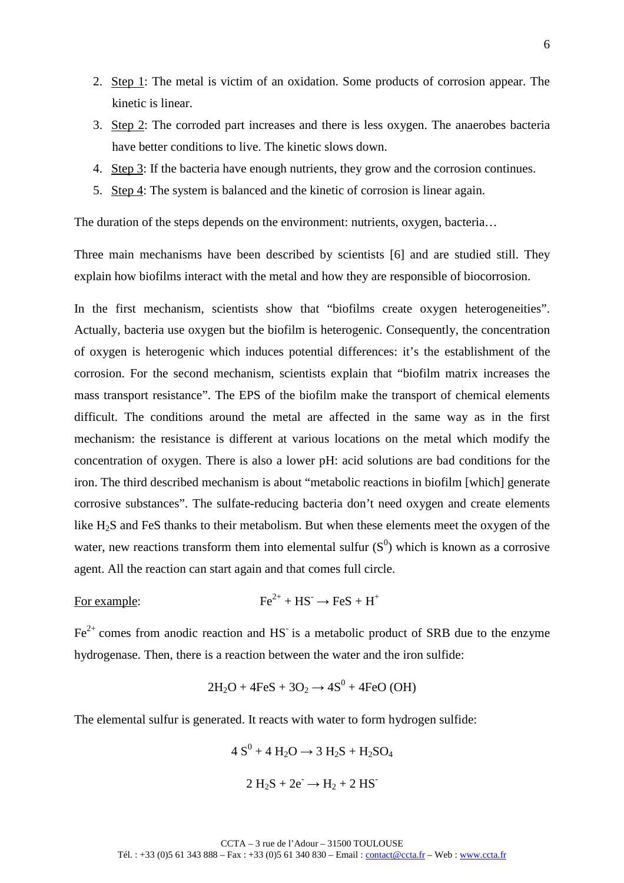2. <u>Step 1</u>: The metal is victim of an oxidation. Some products of corrosion appear. The kinetic is linear.
3. <u>Step 2</u>: The corroded part increases and there is less oxygen. The anaerobes bacteria have better conditions to live. The kinetic slows down.
4. <u>Step 3</u>: If the bacteria have enough nutrients, they grow and the corrosion continues.
5. <u>Step 4</u>: The system is balanced and the kinetic of corrosion is linear again.

The duration of the steps depends on the environment: nutrients, oxygen, bacteria…

Three main mechanisms have been described by scientists [6] and are studied still. They explain how biofilms interact with the metal and how they are responsible of biocorrosion.

In the first mechanism, scientists show that "biofilms create oxygen heterogeneities". Actually, bacteria use oxygen but the biofilm is heterogenic. Consequently, the concentration of oxygen is heterogenic which induces potential differences: it's the establishment of the corrosion. For the second mechanism, scientists explain that "biofilm matrix increases the mass transport resistance". The EPS of the biofilm make the transport of chemical elements difficult. The conditions around the metal are affected in the same way as in the first mechanism: the resistance is different at various locations on the metal which modify the concentration of oxygen. There is also a lower pH: acid solutions are bad conditions for the iron. The third described mechanism is about "metabolic reactions in biofilm [which] generate corrosive substances". The sulfate-reducing bacteria don't need oxygen and create elements like $H_2S$ and FeS thanks to their metabolism. But when these elements meet the oxygen of the water, new reactions transform them into elemental sulfur ($S^0$) which is known as a corrosive agent. All the reaction can start again and that comes full circle.

<u>For example</u>: $Fe^{2+} + HS^- \rightarrow FeS + H^+$

$Fe^{2+}$ comes from anodic reaction and $HS^-$ is a metabolic product of SRB due to the enzyme hydrogenase. Then, there is a reaction between the water and the iron sulfide:

$$2H_2O + 4FeS + 3O_2 \rightarrow 4S^0 + 4FeO\,(OH)$$

The elemental sulfur is generated. It reacts with water to form hydrogen sulfide:

$$4\,S^0 + 4\,H_2O \rightarrow 3\,H_2S + H_2SO_4$$

$$2\,H_2S + 2e^- \rightarrow H_2 + 2\,HS^-$$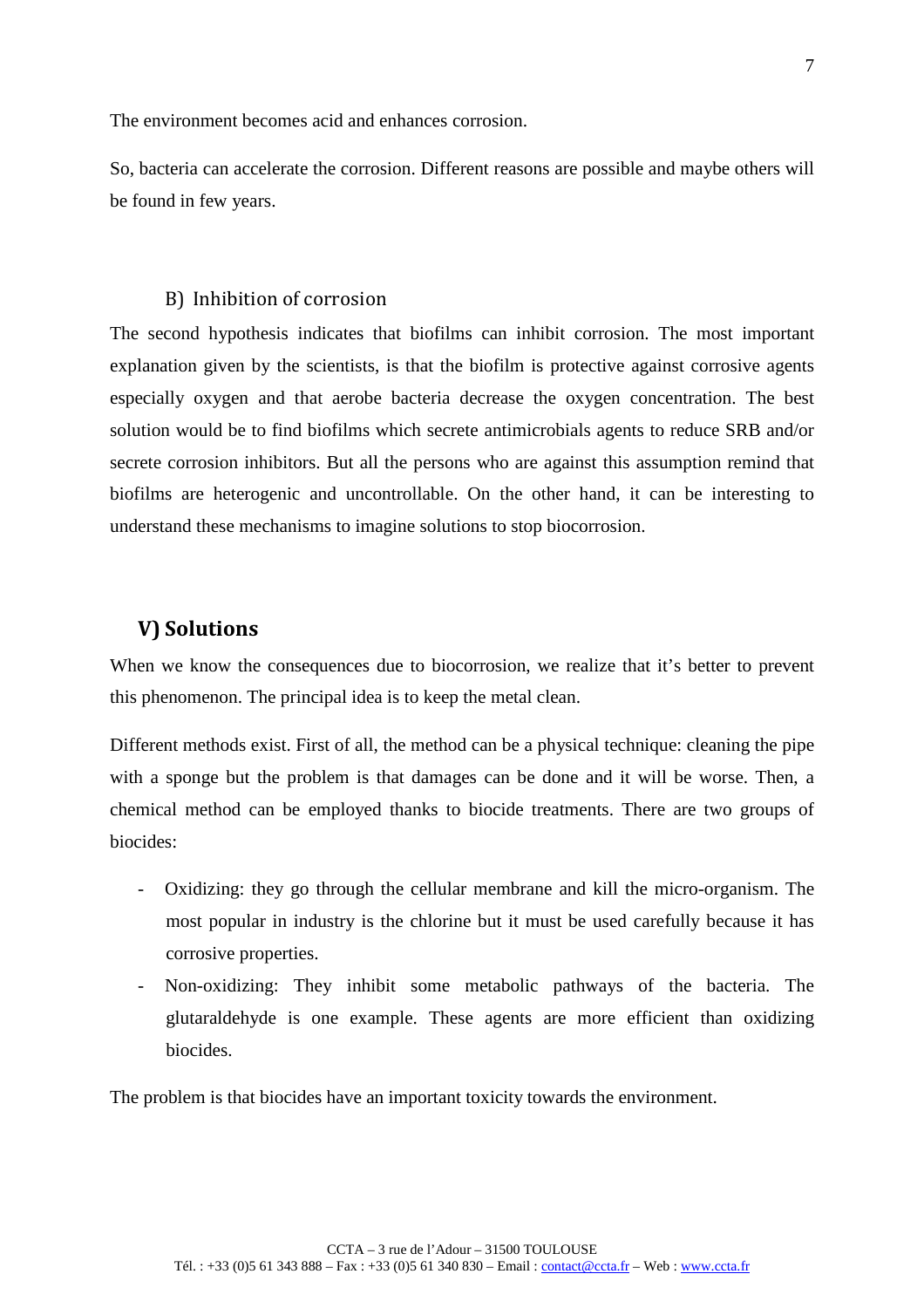The environment becomes acid and enhances corrosion.

So, bacteria can accelerate the corrosion. Different reasons are possible and maybe others will be found in few years.

### B) Inhibition of corrosion

The second hypothesis indicates that biofilms can inhibit corrosion. The most important explanation given by the scientists, is that the biofilm is protective against corrosive agents especially oxygen and that aerobe bacteria decrease the oxygen concentration. The best solution would be to find biofilms which secrete antimicrobials agents to reduce SRB and/or secrete corrosion inhibitors. But all the persons who are against this assumption remind that biofilms are heterogenic and uncontrollable. On the other hand, it can be interesting to understand these mechanisms to imagine solutions to stop biocorrosion.

## V) Solutions

When we know the consequences due to biocorrosion, we realize that it's better to prevent this phenomenon. The principal idea is to keep the metal clean.

Different methods exist. First of all, the method can be a physical technique: cleaning the pipe with a sponge but the problem is that damages can be done and it will be worse. Then, a chemical method can be employed thanks to biocide treatments. There are two groups of biocides:

- Oxidizing: they go through the cellular membrane and kill the micro-organism. The most popular in industry is the chlorine but it must be used carefully because it has corrosive properties.
- Non-oxidizing: They inhibit some metabolic pathways of the bacteria. The glutaraldehyde is one example. These agents are more efficient than oxidizing biocides.

The problem is that biocides have an important toxicity towards the environment.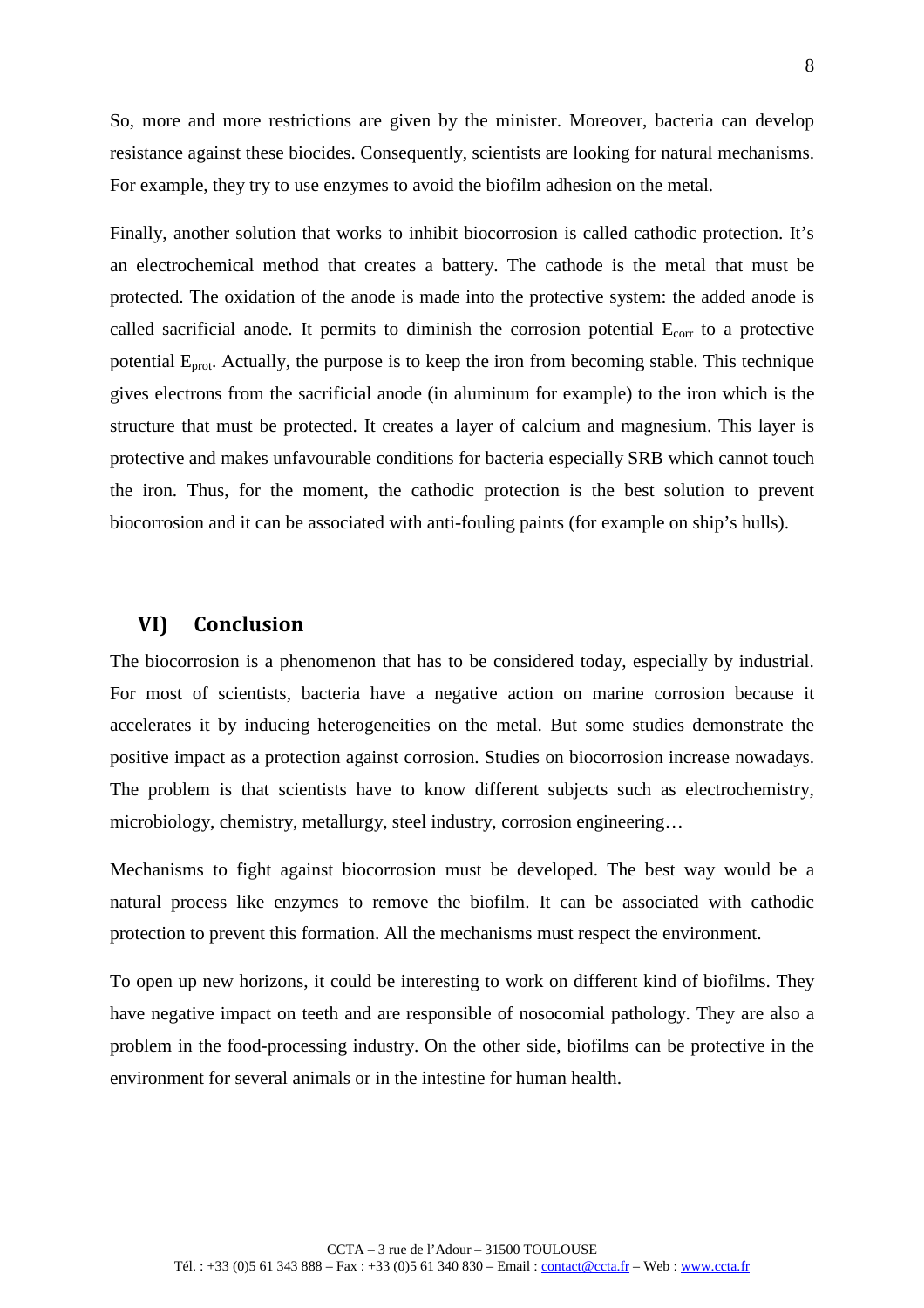So, more and more restrictions are given by the minister. Moreover, bacteria can develop resistance against these biocides. Consequently, scientists are looking for natural mechanisms. For example, they try to use enzymes to avoid the biofilm adhesion on the metal.

Finally, another solution that works to inhibit biocorrosion is called cathodic protection. It's an electrochemical method that creates a battery. The cathode is the metal that must be protected. The oxidation of the anode is made into the protective system: the added anode is called sacrificial anode. It permits to diminish the corrosion potential $E_{corr}$ to a protective potential $E_{prot}$. Actually, the purpose is to keep the iron from becoming stable. This technique gives electrons from the sacrificial anode (in aluminum for example) to the iron which is the structure that must be protected. It creates a layer of calcium and magnesium. This layer is protective and makes unfavourable conditions for bacteria especially SRB which cannot touch the iron. Thus, for the moment, the cathodic protection is the best solution to prevent biocorrosion and it can be associated with anti-fouling paints (for example on ship's hulls).

## VI) Conclusion

The biocorrosion is a phenomenon that has to be considered today, especially by industrial. For most of scientists, bacteria have a negative action on marine corrosion because it accelerates it by inducing heterogeneities on the metal. But some studies demonstrate the positive impact as a protection against corrosion. Studies on biocorrosion increase nowadays. The problem is that scientists have to know different subjects such as electrochemistry, microbiology, chemistry, metallurgy, steel industry, corrosion engineering…

Mechanisms to fight against biocorrosion must be developed. The best way would be a natural process like enzymes to remove the biofilm. It can be associated with cathodic protection to prevent this formation. All the mechanisms must respect the environment.

To open up new horizons, it could be interesting to work on different kind of biofilms. They have negative impact on teeth and are responsible of nosocomial pathology. They are also a problem in the food-processing industry. On the other side, biofilms can be protective in the environment for several animals or in the intestine for human health.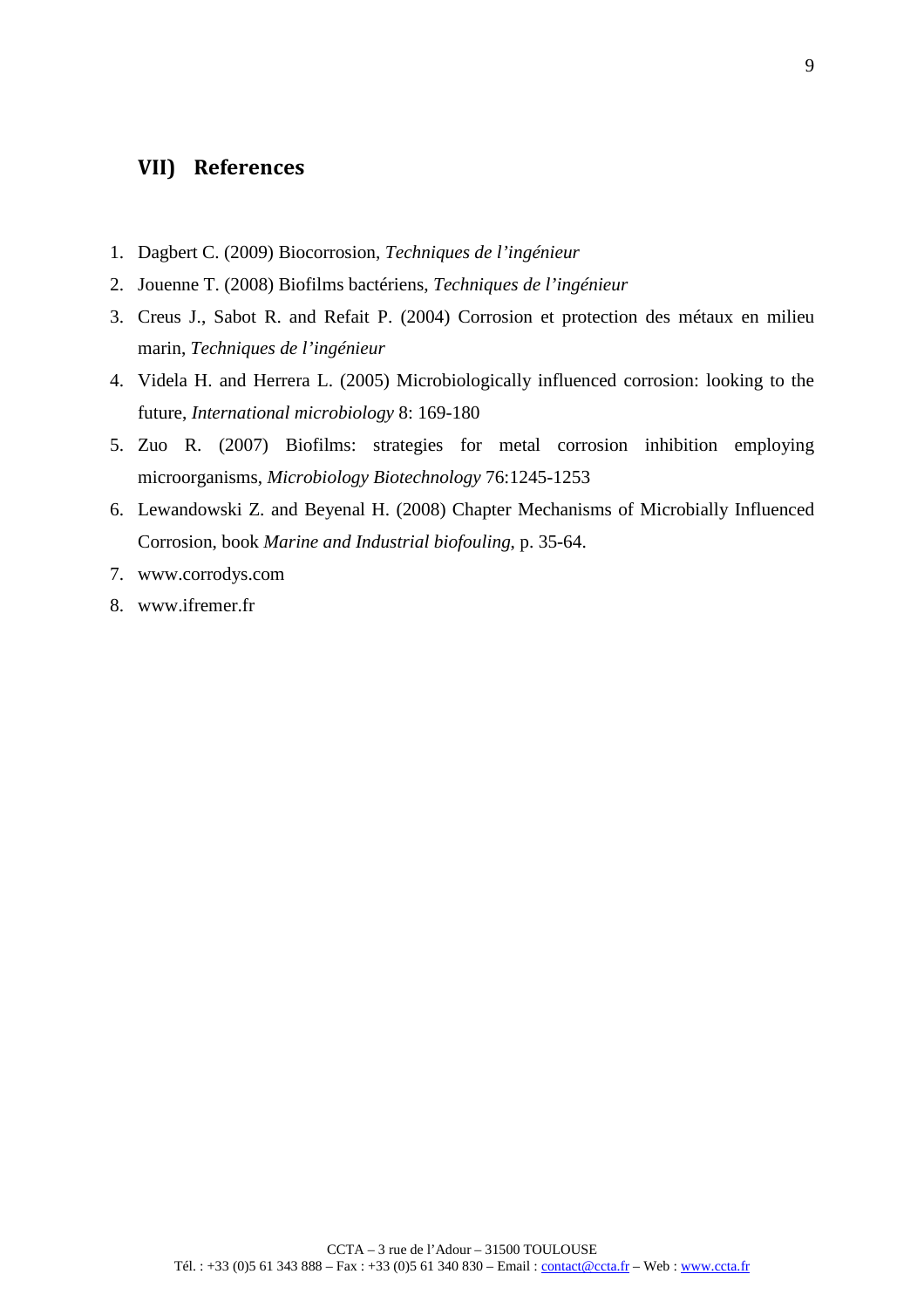## VII) References

1. Dagbert C. (2009) Biocorrosion, *Techniques de l'ingénieur*
2. Jouenne T. (2008) Biofilms bactériens, *Techniques de l'ingénieur*
3. Creus J., Sabot R. and Refait P. (2004) Corrosion et protection des métaux en milieu marin, *Techniques de l'ingénieur*
4. Videla H. and Herrera L. (2005) Microbiologically influenced corrosion: looking to the future, *International microbiology* 8: 169-180
5. Zuo R. (2007) Biofilms: strategies for metal corrosion inhibition employing microorganisms, *Microbiology Biotechnology* 76:1245-1253
6. Lewandowski Z. and Beyenal H. (2008) Chapter Mechanisms of Microbially Influenced Corrosion, book *Marine and Industrial biofouling*, p. 35-64.
7. www.corrodys.com
8. www.ifremer.fr